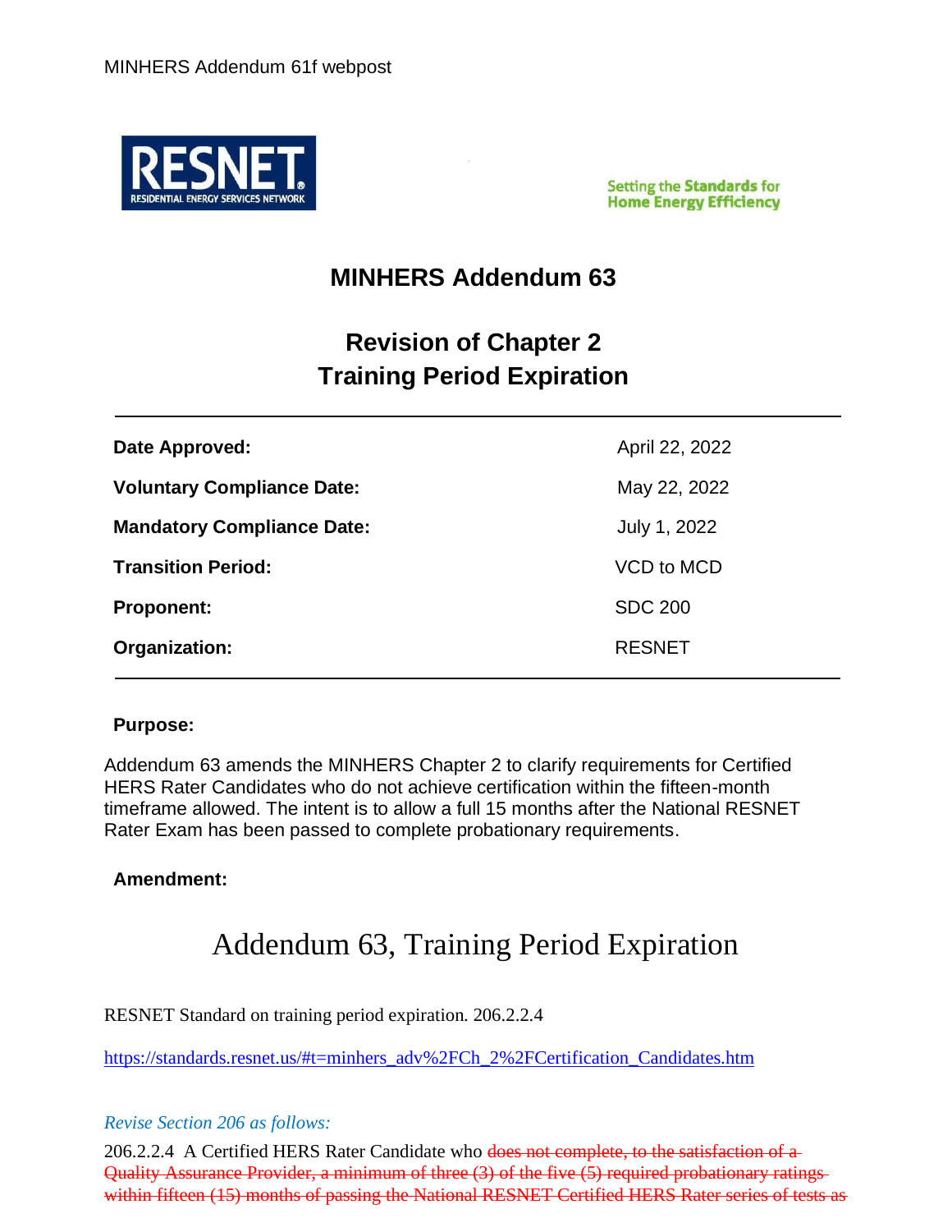# MINHERS Addendum 63

## Revision of Chapter 2
## Training Period Expiration

| | |
|---|---|
| **Date Approved:** | April 22, 2022 |
| **Voluntary Compliance Date:** | May 22, 2022 |
| **Mandatory Compliance Date:** | July 1, 2022 |
| **Transition Period:** | VCD to MCD |
| **Proponent:** | SDC 200 |
| **Organization:** | RESNET |

**Purpose:**

Addendum 63 amends the MINHERS Chapter 2 to clarify requirements for Certified HERS Rater Candidates who do not achieve certification within the fifteen-month timeframe allowed. The intent is to allow a full 15 months after the National RESNET Rater Exam has been passed to complete probationary requirements.

**Amendment:**

# Addendum 63, Training Period Expiration

RESNET Standard on training period expiration. 206.2.2.4

[https://standards.resnet.us/#t=minhers_adv%2FCh_2%2FCertification_Candidates.htm](https://standards.resnet.us/#t=minhers_adv%2FCh_2%2FCertification_Candidates.htm)

*Revise Section 206 as follows:*

206.2.2.4 A Certified HERS Rater Candidate who ~~does not complete, to the satisfaction of a Quality Assurance Provider, a minimum of three (3) of the five (5) required probationary ratings within fifteen (15) months of passing the National RESNET Certified HERS Rater series of tests as~~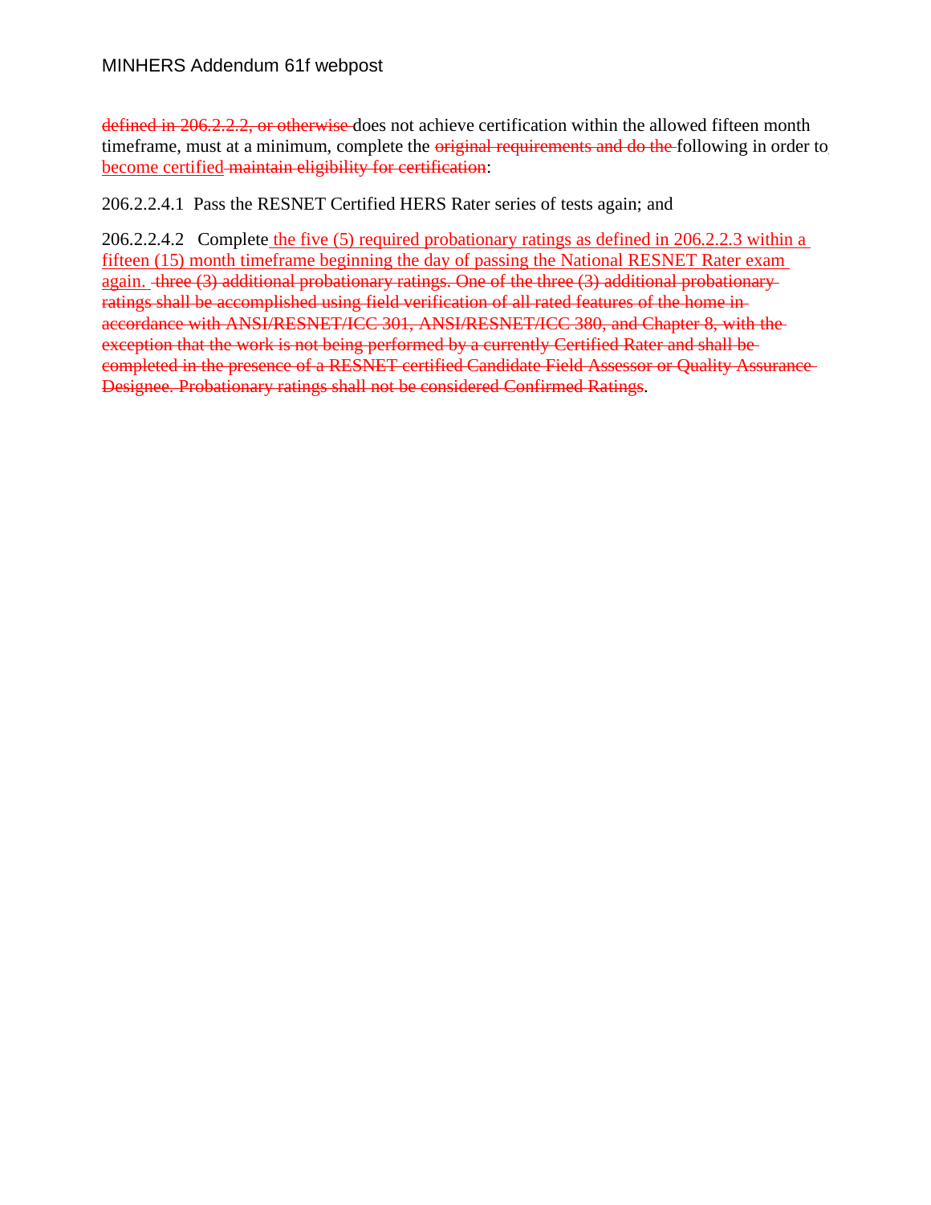~~defined in 206.2.2.2, or otherwise~~ does not achieve certification within the allowed fifteen month timeframe, must at a minimum, complete the ~~original requirements and do the~~ following in order to <u>become certified</u> ~~maintain eligibility for certification~~:

206.2.2.4.1 Pass the RESNET Certified HERS Rater series of tests again; and

206.2.2.4.2 Complete <u>the five (5) required probationary ratings as defined in 206.2.2.3 within a fifteen (15) month timeframe beginning the day of passing the National RESNET Rater exam again.</u> ~~three (3) additional probationary ratings. One of the three (3) additional probationary ratings shall be accomplished using field verification of all rated features of the home in accordance with ANSI/RESNET/ICC 301, ANSI/RESNET/ICC 380, and Chapter 8, with the exception that the work is not being performed by a currently Certified Rater and shall be completed in the presence of a RESNET certified Candidate Field Assessor or Quality Assurance Designee. Probationary ratings shall not be considered Confirmed Ratings~~.